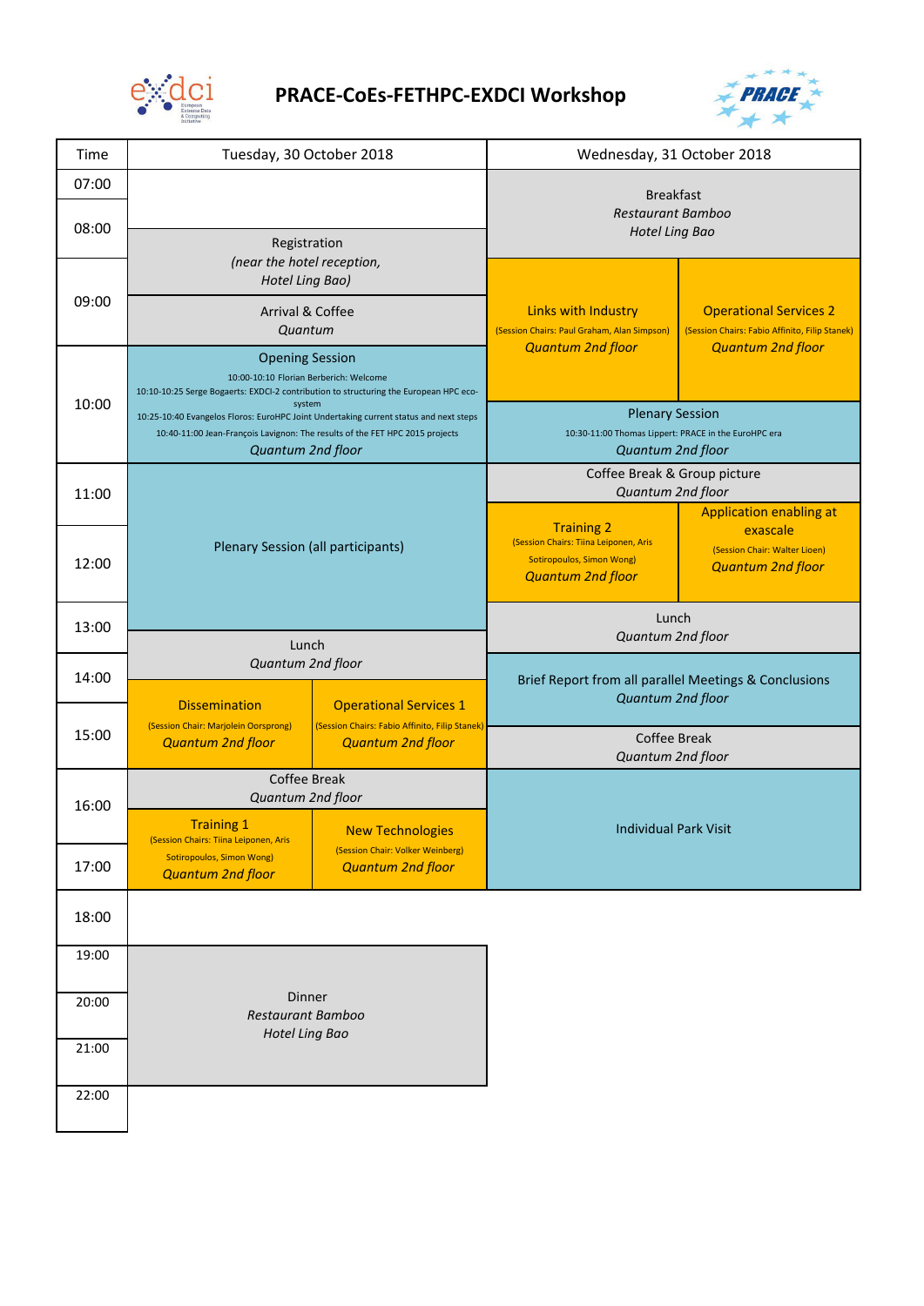# PRACE-CoEs-FETHPC-EXDCI Workshop

| Time | Tuesday, 30 October 2018 | | Wednesday, 31 October 2018 | |
|---|---|---|---|---|
| 07:00 | | | Breakfast<br>*Restaurant Bamboo*<br>*Hotel Ling Bao* | |
| 08:00 | Registration<br>*(near the hotel reception, Hotel Ling Bao)* | | | |
| 09:00 | Arrival & Coffee<br>*Quantum* | | Links with Industry<br>(Session Chairs: Paul Graham, Alan Simpson)<br>*Quantum 2nd floor* | Operational Services 2<br>(Session Chairs: Fabio Affinito, Filip Stanek)<br>*Quantum 2nd floor* |
| 10:00 | Opening Session<br>10:00-10:10 Florian Berberich: Welcome<br>10:10-10:25 Serge Bogaerts: EXDCI-2 contribution to structuring the European HPC eco-system<br>10:25-10:40 Evangelos Floros: EuroHPC Joint Undertaking current status and next steps<br>10:40-11:00 Jean-François Lavignon: The results of the FET HPC 2015 projects<br>*Quantum 2nd floor* | | Plenary Session<br>10:30-11:00 Thomas Lippert: PRACE in the EuroHPC era<br>*Quantum 2nd floor* | |
| 11:00 | Plenary Session (all participants) | | Coffee Break & Group picture<br>*Quantum 2nd floor* | |
| 12:00 | | | Training 2<br>(Session Chairs: Tiina Leiponen, Aris Sotiropoulos, Simon Wong)<br>*Quantum 2nd floor* | Application enabling at exascale<br>(Session Chair: Walter Lioen)<br>*Quantum 2nd floor* |
| 13:00 | Lunch<br>*Quantum 2nd floor* | | Lunch<br>*Quantum 2nd floor* | |
| 14:00 | Dissemination<br>(Session Chair: Marjolein Oorsprong)<br>*Quantum 2nd floor* | Operational Services 1<br>(Session Chairs: Fabio Affinito, Filip Stanek)<br>*Quantum 2nd floor* | Brief Report from all parallel Meetings & Conclusions<br>*Quantum 2nd floor* | |
| 15:00 | | | Coffee Break<br>*Quantum 2nd floor* | |
| 16:00 | Coffee Break<br>*Quantum 2nd floor* | | Individual Park Visit | |
| 17:00 | Training 1<br>(Session Chairs: Tiina Leiponen, Aris Sotiropoulos, Simon Wong)<br>*Quantum 2nd floor* | New Technologies<br>(Session Chair: Volker Weinberg)<br>*Quantum 2nd floor* | | |
| 18:00 | | | | |
| 19:00 | Dinner<br>*Restaurant Bamboo*<br>*Hotel Ling Bao* | | | |
| 20:00 | | | | |
| 21:00 | | | | |
| 22:00 | | | | |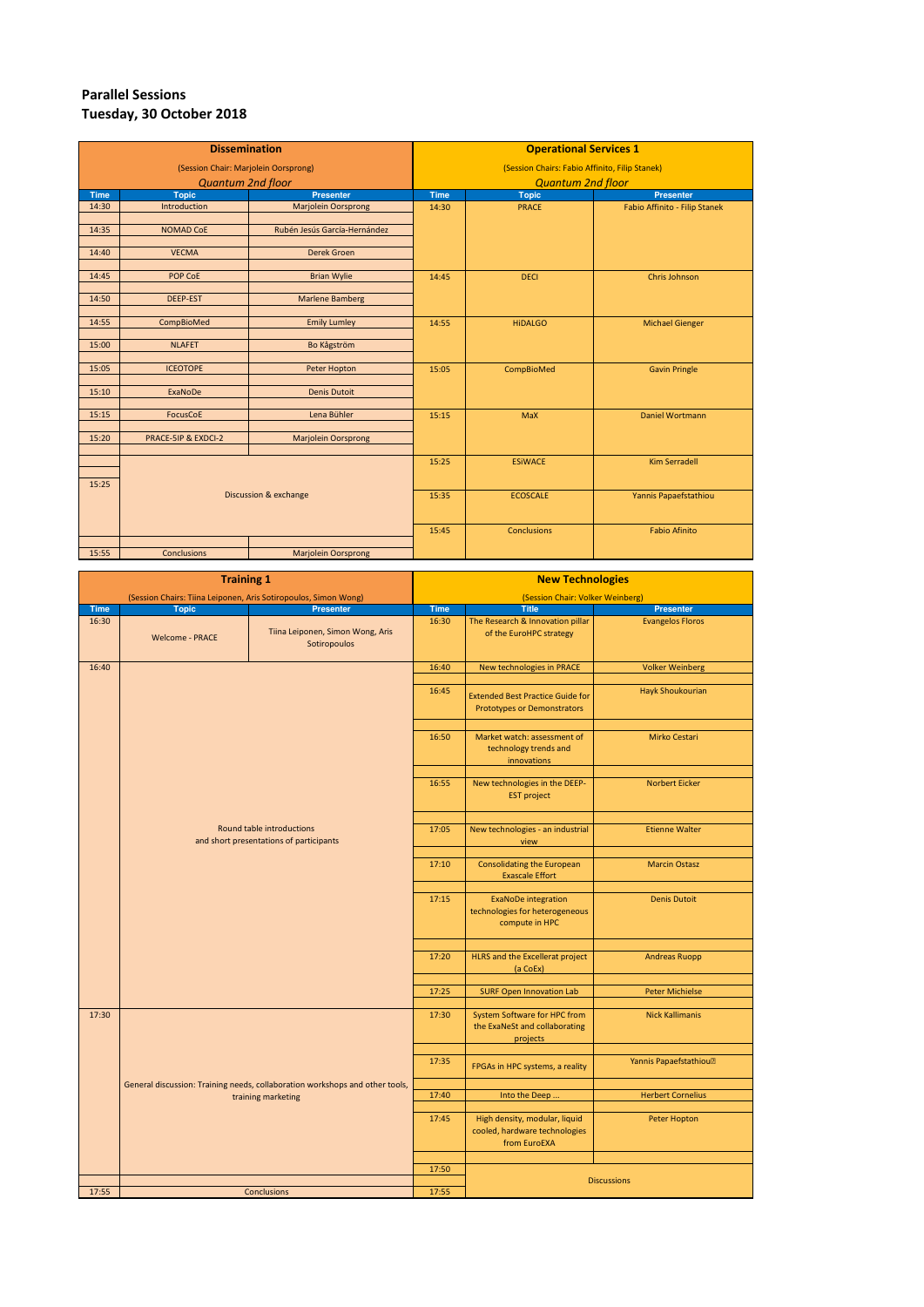## Parallel Sessions
## Tuesday, 30 October 2018

### Dissemination

(Session Chair: Marjolein Oorsprong)

*Quantum 2nd floor*

| Time | Topic | Presenter |
| --- | --- | --- |
| 14:30 | Introduction | Marjolein Oorsprong |
| 14:35 | NOMAD CoE | Rubén Jesús García-Hernández |
| 14:40 | VECMA | Derek Groen |
| 14:45 | POP CoE | Brian Wylie |
| 14:50 | DEEP-EST | Marlene Bamberg |
| 14:55 | CompBioMed | Emily Lumley |
| 15:00 | NLAFET | Bo Kågström |
| 15:05 | ICEOTOPE | Peter Hopton |
| 15:10 | ExaNoDe | Denis Dutoit |
| 15:15 | FocusCoE | Lena Bühler |
| 15:20 | PRACE-5IP & EXDCI-2 | Marjolein Oorsprong |
| 15:25 | Discussion & exchange | |
| 15:55 | Conclusions | Marjolein Oorsprong |

### Operational Services 1

(Session Chairs: Fabio Affinito, Filip Stanek)

*Quantum 2nd floor*

| Time | Topic | Presenter |
| --- | --- | --- |
| 14:30 | PRACE | Fabio Affinito - Filip Stanek |
| 14:45 | DECI | Chris Johnson |
| 14:55 | HiDALGO | Michael Gienger |
| 15:05 | CompBioMed | Gavin Pringle |
| 15:15 | MaX | Daniel Wortmann |
| 15:25 | ESiWACE | Kim Serradell |
| 15:35 | ECOSCALE | Yannis Papaefstathiou |
| 15:45 | Conclusions | Fabio Afinito |

### Training 1

(Session Chairs: Tiina Leiponen, Aris Sotiropoulos, Simon Wong)

| Time | Topic | Presenter |
| --- | --- | --- |
| 16:30 | Welcome - PRACE | Tiina Leiponen, Simon Wong, Aris Sotiropoulos |
| 16:40 | Round table introductions and short presentations of participants | |
| 17:30 | General discussion: Training needs, collaboration workshops and other tools, training marketing | |
| 17:55 | Conclusions | |

### New Technologies

(Session Chair: Volker Weinberg)

| Time | Title | Presenter |
| --- | --- | --- |
| 16:30 | The Research & Innovation pillar of the EuroHPC strategy | Evangelos Floros |
| 16:40 | New technologies in PRACE | Volker Weinberg |
| 16:45 | Extended Best Practice Guide for Prototypes or Demonstrators | Hayk Shoukourian |
| 16:50 | Market watch: assessment of technology trends and innovations | Mirko Cestari |
| 16:55 | New technologies in the DEEP-EST project | Norbert Eicker |
| 17:05 | New technologies - an industrial view | Etienne Walter |
| 17:10 | Consolidating the European Exascale Effort | Marcin Ostasz |
| 17:15 | ExaNoDe integration technologies for heterogeneous compute in HPC | Denis Dutoit |
| 17:20 | HLRS and the Excellerat project (a CoEx) | Andreas Ruopp |
| 17:25 | SURF Open Innovation Lab | Peter Michielse |
| 17:30 | System Software for HPC from the ExaNeSt and collaborating projects | Nick Kallimanis |
| 17:35 | FPGAs in HPC systems, a reality | Yannis Papaefstathiou? |
| 17:40 | Into the Deep ... | Herbert Cornelius |
| 17:45 | High density, modular, liquid cooled, hardware technologies from EuroEXA | Peter Hopton |
| 17:50 | Discussions | |
| 17:55 | | |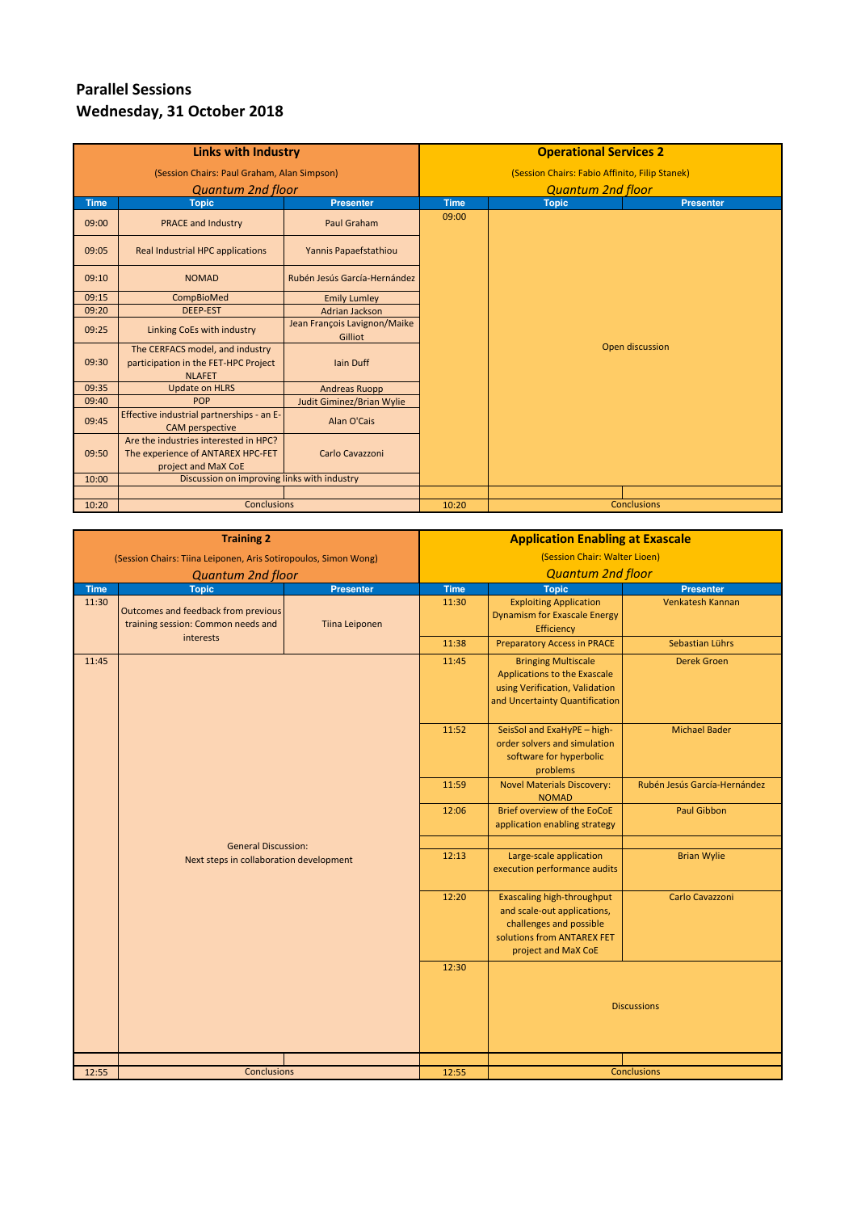## Parallel Sessions
## Wednesday, 31 October 2018

| Links with Industry | | | Operational Services 2 | | |
|---|---|---|---|---|---|
| (Session Chairs: Paul Graham, Alan Simpson) | | | (Session Chairs: Fabio Affinito, Filip Stanek) | | |
| *Quantum 2nd floor* | | | *Quantum 2nd floor* | | |
| **Time** | **Topic** | **Presenter** | **Time** | **Topic** | **Presenter** |
| 09:00 | PRACE and Industry | Paul Graham | 09:00 | Open discussion | |
| 09:05 | Real Industrial HPC applications | Yannis Papaefstathiou | | | |
| 09:10 | NOMAD | Rubén Jesús García-Hernández | | | |
| 09:15 | CompBioMed | Emily Lumley | | | |
| 09:20 | DEEP-EST | Adrian Jackson | | | |
| 09:25 | Linking CoEs with industry | Jean François Lavignon/Maike Gilliot | | | |
| 09:30 | The CERFACS model, and industry participation in the FET-HPC Project NLAFET | Iain Duff | | | |
| 09:35 | Update on HLRS | Andreas Ruopp | | | |
| 09:40 | POP | Judit Giminez/Brian Wylie | | | |
| 09:45 | Effective industrial partnerships - an E-CAM perspective | Alan O'Cais | | | |
| 09:50 | Are the industries interested in HPC? The experience of ANTAREX HPC-FET project and MaX CoE | Carlo Cavazzoni | | | |
| 10:00 | Discussion on improving links with industry | | | | |
| 10:20 | Conclusions | | 10:20 | Conclusions | |

| Training 2 | | | Application Enabling at Exascale | | |
|---|---|---|---|---|---|
| (Session Chairs: Tiina Leiponen, Aris Sotiropoulos, Simon Wong) | | | (Session Chair: Walter Lioen) | | |
| *Quantum 2nd floor* | | | *Quantum 2nd floor* | | |
| **Time** | **Topic** | **Presenter** | **Time** | **Topic** | **Presenter** |
| 11:30 | Outcomes and feedback from previous training session: Common needs and interests | Tiina Leiponen | 11:30 | Exploiting Application Dynamism for Exascale Energy Efficiency | Venkatesh Kannan |
| | | | 11:38 | Preparatory Access in PRACE | Sebastian Lührs |
| 11:45 | General Discussion: Next steps in collaboration development | | 11:45 | Bringing Multiscale Applications to the Exascale using Verification, Validation and Uncertainty Quantification | Derek Groen |
| | | | 11:52 | SeisSol and ExaHyPE – high-order solvers and simulation software for hyperbolic problems | Michael Bader |
| | | | 11:59 | Novel Materials Discovery: NOMAD | Rubén Jesús García-Hernández |
| | | | 12:06 | Brief overview of the EoCoE application enabling strategy | Paul Gibbon |
| | | | 12:13 | Large-scale application execution performance audits | Brian Wylie |
| | | | 12:20 | Exascaling high-throughput and scale-out applications, challenges and possible solutions from ANTAREX FET project and MaX CoE | Carlo Cavazzoni |
| | | | 12:30 | Discussions | |
| 12:55 | Conclusions | | 12:55 | Conclusions | |